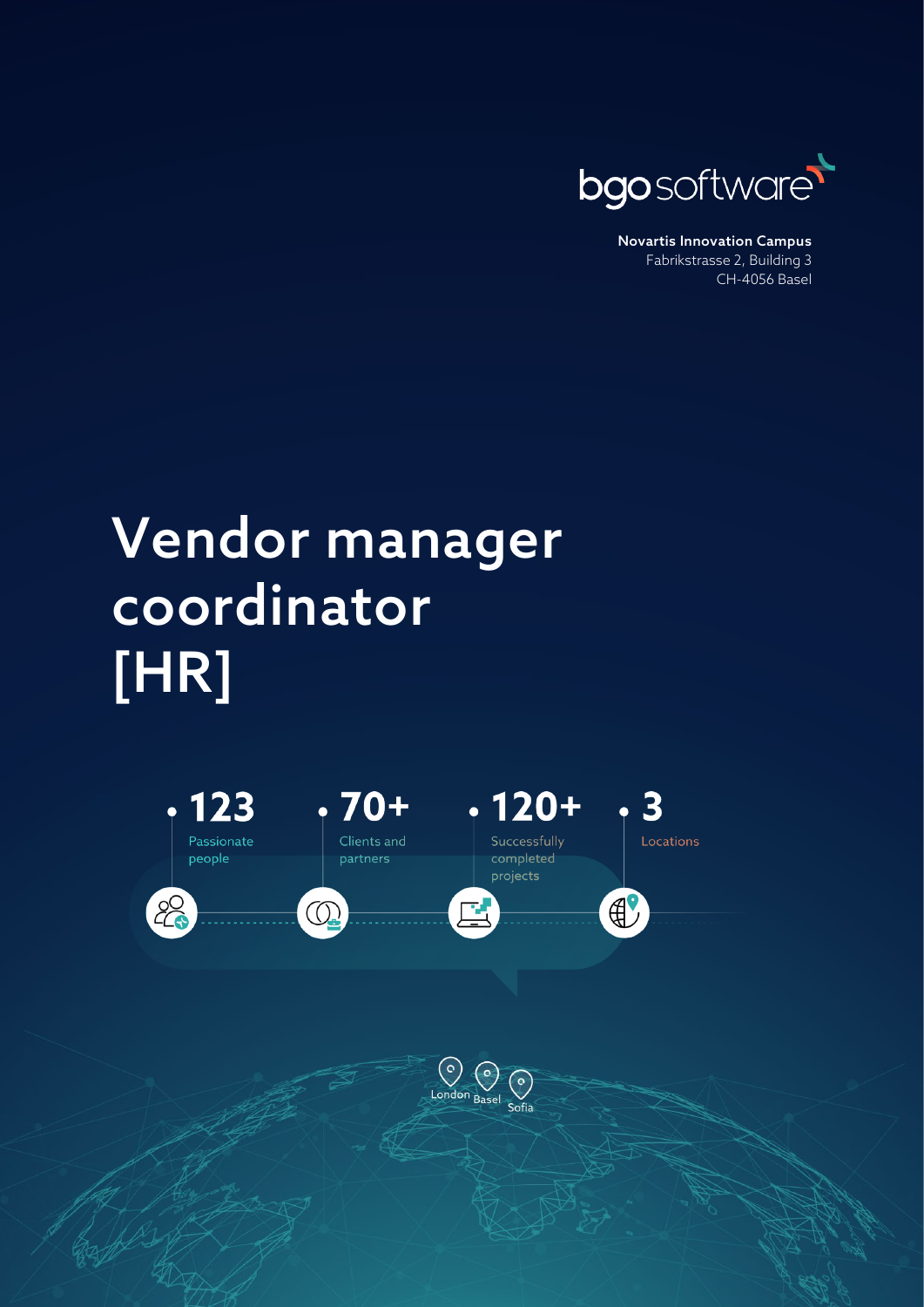bgo software

**Novartis Innovation Campus**
Fabrikstrasse 2, Building 3
CH-4056 Basel

# Vendor manager coordinator [HR]

- **123** Passionate people
- **70+** Clients and partners
- **120+** Successfully completed projects
- **3** Locations

London Basel Sofia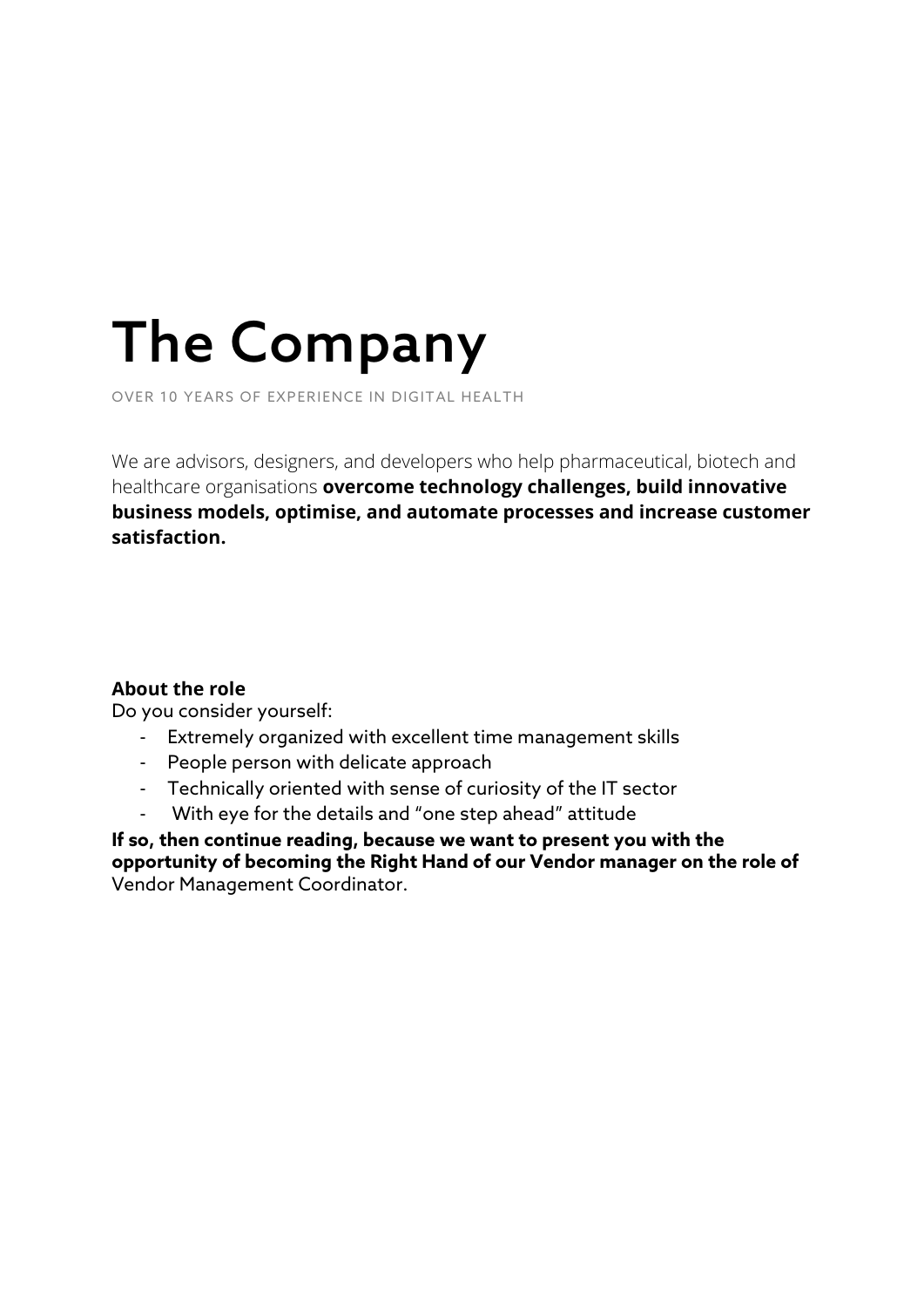# The Company

OVER 10 YEARS OF EXPERIENCE IN DIGITAL HEALTH

We are advisors, designers, and developers who help pharmaceutical, biotech and healthcare organisations **overcome technology challenges, build innovative business models, optimise, and automate processes and increase customer satisfaction.**

**About the role**

Do you consider yourself:

- Extremely organized with excellent time management skills
- People person with delicate approach
- Technically oriented with sense of curiosity of the IT sector
- With eye for the details and "one step ahead" attitude

**If so, then continue reading, because we want to present you with the opportunity of becoming the Right Hand of our Vendor manager on the role of** Vendor Management Coordinator.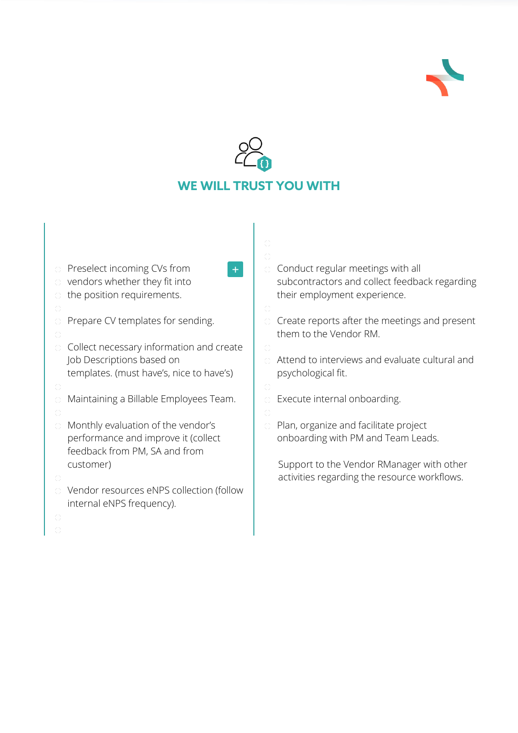## WE WILL TRUST YOU WITH

- Preselect incoming CVs from vendors whether they fit into the position requirements.
- Prepare CV templates for sending.
- Collect necessary information and create Job Descriptions based on templates. (must have's, nice to have's)
- Maintaining a Billable Employees Team.
- Monthly evaluation of the vendor's performance and improve it (collect feedback from PM, SA and from customer)
- Vendor resources eNPS collection (follow internal eNPS frequency).
- Conduct regular meetings with all subcontractors and collect feedback regarding their employment experience.
- Create reports after the meetings and present them to the Vendor RM.
- Attend to interviews and evaluate cultural and psychological fit.
- Execute internal onboarding.
- Plan, organize and facilitate project onboarding with PM and Team Leads.

Support to the Vendor RManager with other activities regarding the resource workflows.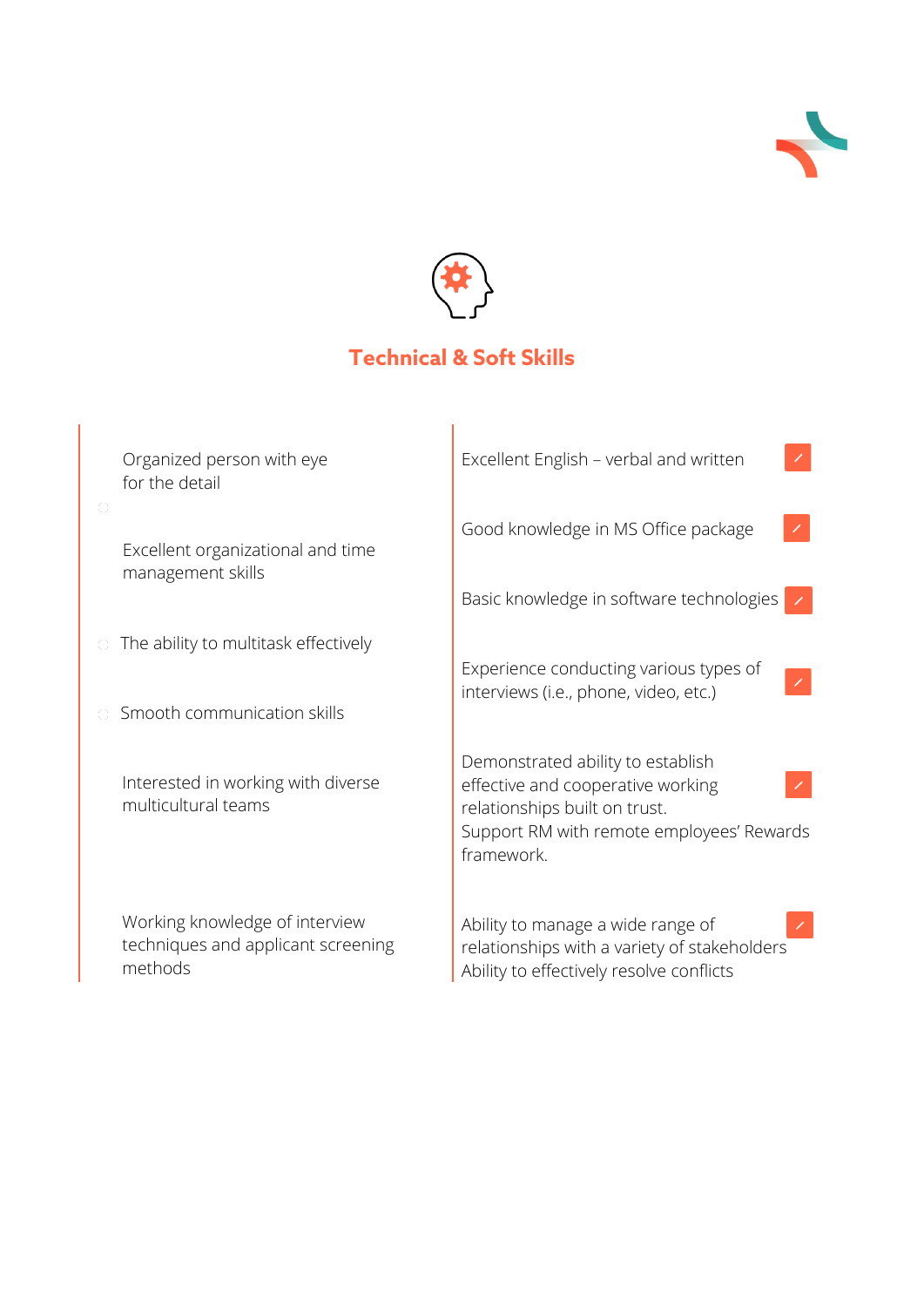## Technical & Soft Skills

- Organized person with eye for the detail
- Excellent organizational and time management skills
- The ability to multitask effectively
- Smooth communication skills
- Interested in working with diverse multicultural teams
- Working knowledge of interview techniques and applicant screening methods

- Excellent English – verbal and written
- Good knowledge in MS Office package
- Basic knowledge in software technologies
- Experience conducting various types of interviews (i.e., phone, video, etc.)
- Demonstrated ability to establish effective and cooperative working relationships built on trust. Support RM with remote employees' Rewards framework.
- Ability to manage a wide range of relationships with a variety of stakeholders Ability to effectively resolve conflicts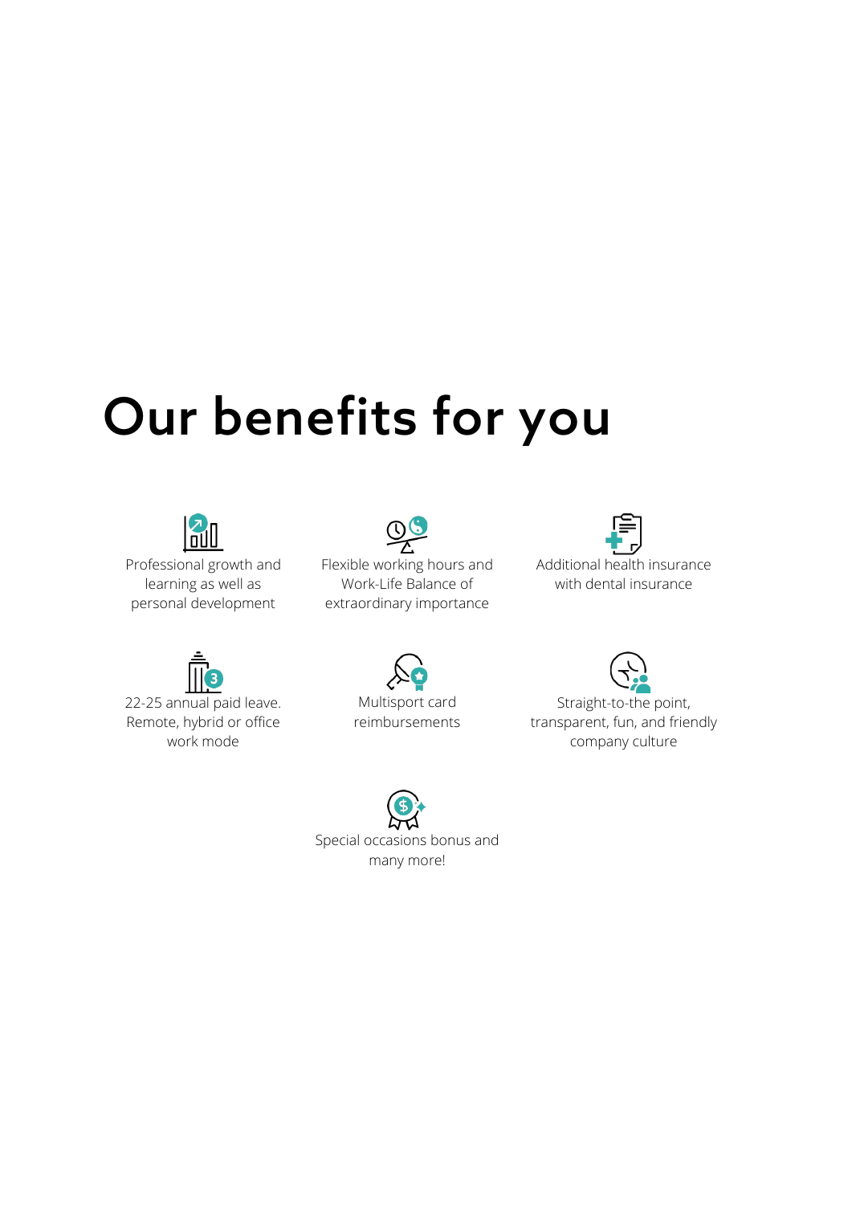# Our benefits for you

Professional growth and learning as well as personal development

Flexible working hours and Work-Life Balance of extraordinary importance

Additional health insurance with dental insurance

22-25 annual paid leave. Remote, hybrid or office work mode

Multisport card reimbursements

Straight-to-the point, transparent, fun, and friendly company culture

Special occasions bonus and many more!